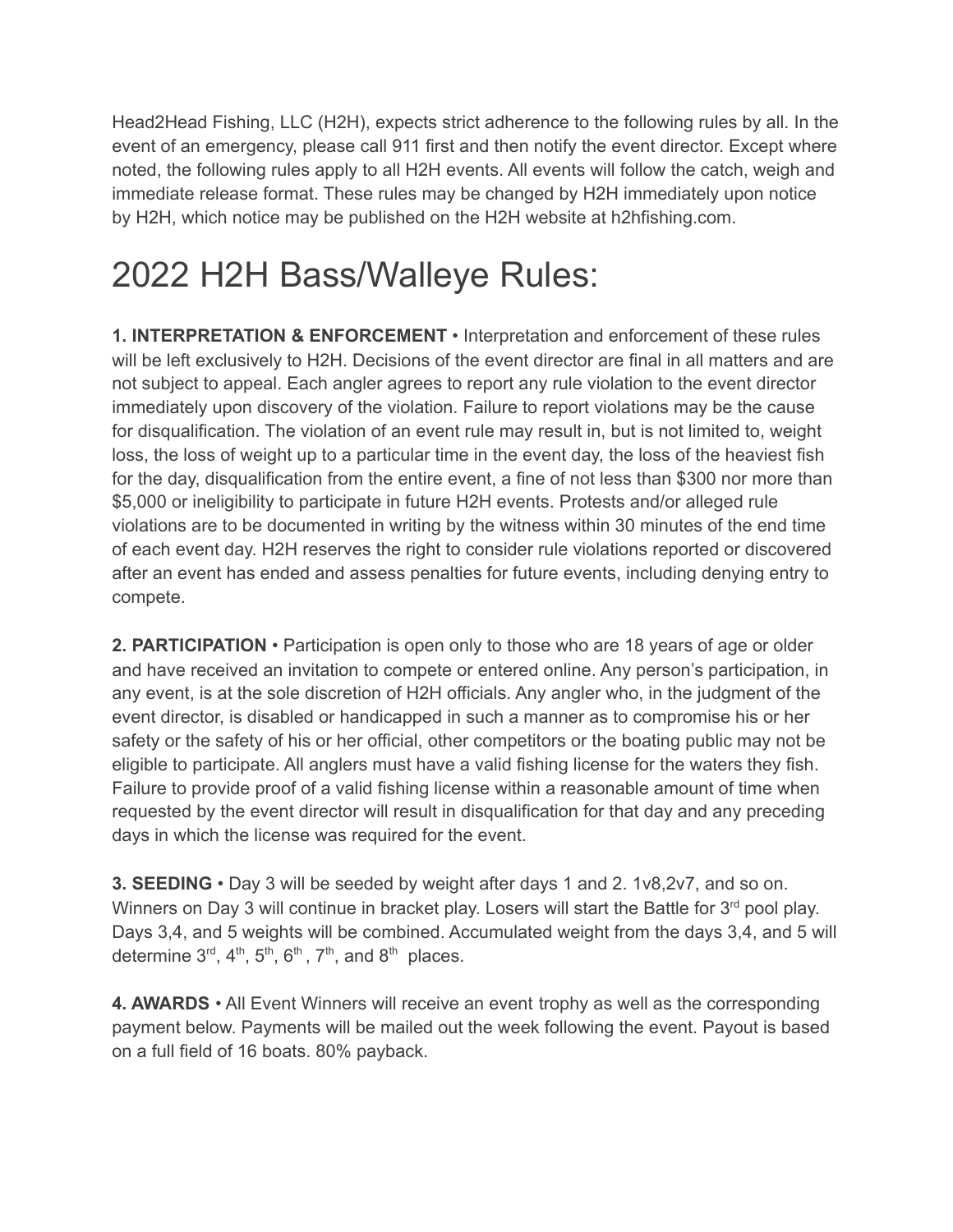Head2Head Fishing, LLC (H2H), expects strict adherence to the following rules by all. In the event of an emergency, please call 911 first and then notify the event director. Except where noted, the following rules apply to all H2H events. All events will follow the catch, weigh and immediate release format. These rules may be changed by H2H immediately upon notice by H2H, which notice may be published on the H2H website at h2hfishing.com.

# 2022 H2H Bass/Walleye Rules:

**1. INTERPRETATION & ENFORCEMENT** • Interpretation and enforcement of these rules will be left exclusively to H2H. Decisions of the event director are final in all matters and are not subject to appeal. Each angler agrees to report any rule violation to the event director immediately upon discovery of the violation. Failure to report violations may be the cause for disqualification. The violation of an event rule may result in, but is not limited to, weight loss, the loss of weight up to a particular time in the event day, the loss of the heaviest fish for the day, disqualification from the entire event, a fine of not less than $300 nor more than $5,000 or ineligibility to participate in future H2H events. Protests and/or alleged rule violations are to be documented in writing by the witness within 30 minutes of the end time of each event day. H2H reserves the right to consider rule violations reported or discovered after an event has ended and assess penalties for future events, including denying entry to compete.

**2. PARTICIPATION** • Participation is open only to those who are 18 years of age or older and have received an invitation to compete or entered online. Any person's participation, in any event, is at the sole discretion of H2H officials. Any angler who, in the judgment of the event director, is disabled or handicapped in such a manner as to compromise his or her safety or the safety of his or her official, other competitors or the boating public may not be eligible to participate. All anglers must have a valid fishing license for the waters they fish. Failure to provide proof of a valid fishing license within a reasonable amount of time when requested by the event director will result in disqualification for that day and any preceding days in which the license was required for the event.

**3. SEEDING** • Day 3 will be seeded by weight after days 1 and 2. 1v8,2v7, and so on. Winners on Day 3 will continue in bracket play. Losers will start the Battle for 3rd pool play. Days 3,4, and 5 weights will be combined. Accumulated weight from the days 3,4, and 5 will determine 3rd, 4th, 5th, 6th, 7th, and 8th places.

**4. AWARDS** • All Event Winners will receive an event trophy as well as the corresponding payment below. Payments will be mailed out the week following the event. Payout is based on a full field of 16 boats. 80% payback.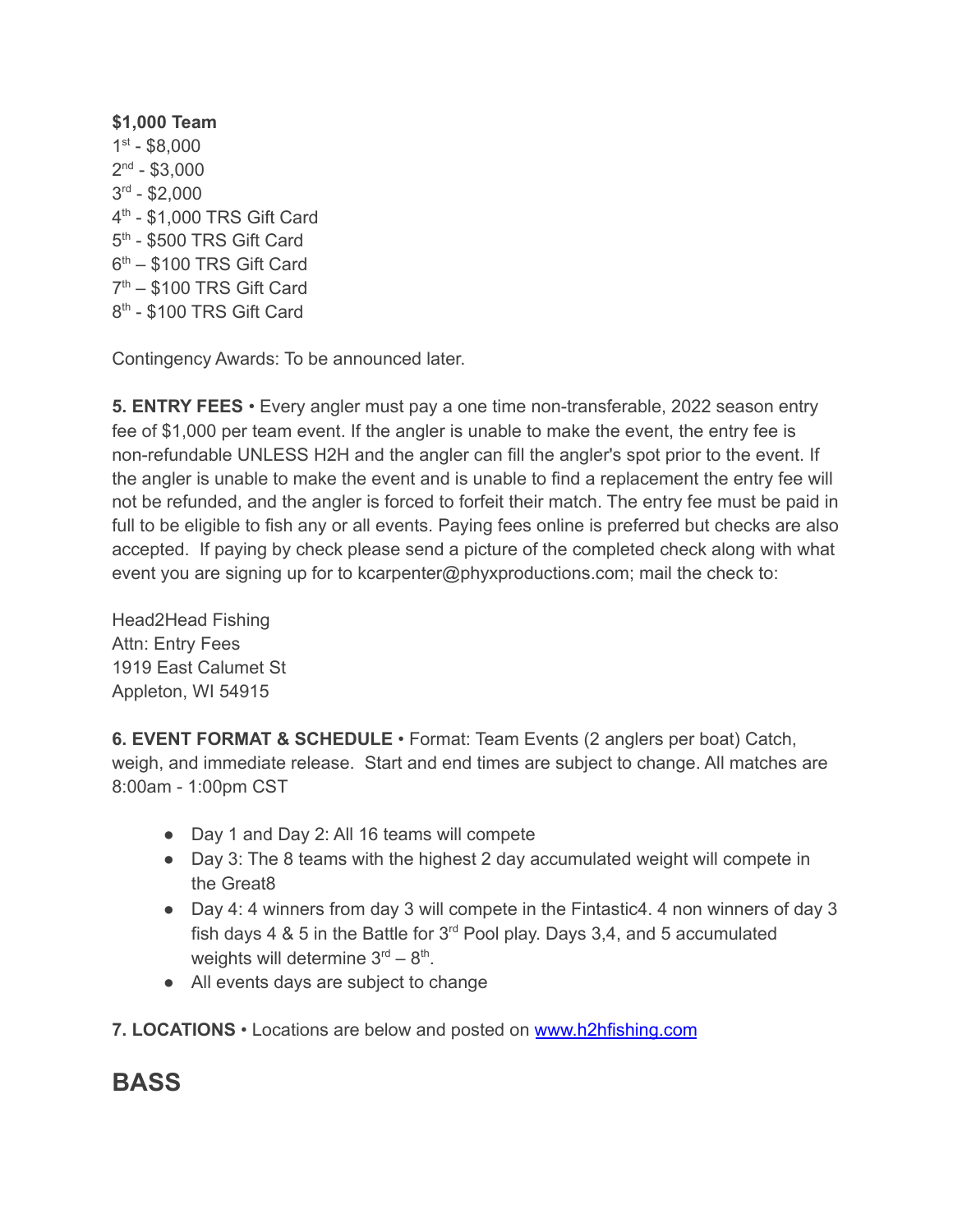**$1,000 Team**
1st - $8,000
2nd - $3,000
3rd - $2,000
4th - $1,000 TRS Gift Card
5th - $500 TRS Gift Card
6th – $100 TRS Gift Card
7th – $100 TRS Gift Card
8th - $100 TRS Gift Card

Contingency Awards: To be announced later.

**5. ENTRY FEES** • Every angler must pay a one time non-transferable, 2022 season entry fee of $1,000 per team event. If the angler is unable to make the event, the entry fee is non-refundable UNLESS H2H and the angler can fill the angler's spot prior to the event. If the angler is unable to make the event and is unable to find a replacement the entry fee will not be refunded, and the angler is forced to forfeit their match. The entry fee must be paid in full to be eligible to fish any or all events. Paying fees online is preferred but checks are also accepted. If paying by check please send a picture of the completed check along with what event you are signing up for to kcarpenter@phyxproductions.com; mail the check to:

Head2Head Fishing
Attn: Entry Fees
1919 East Calumet St
Appleton, WI 54915

**6. EVENT FORMAT & SCHEDULE** • Format: Team Events (2 anglers per boat) Catch, weigh, and immediate release. Start and end times are subject to change. All matches are 8:00am - 1:00pm CST

- Day 1 and Day 2: All 16 teams will compete
- Day 3: The 8 teams with the highest 2 day accumulated weight will compete in the Great8
- Day 4: 4 winners from day 3 will compete in the Fintastic4. 4 non winners of day 3 fish days 4 & 5 in the Battle for 3rd Pool play. Days 3,4, and 5 accumulated weights will determine 3rd – 8th.
- All events days are subject to change

**7. LOCATIONS** • Locations are below and posted on [www.h2hfishing.com](http://www.h2hfishing.com)

# BASS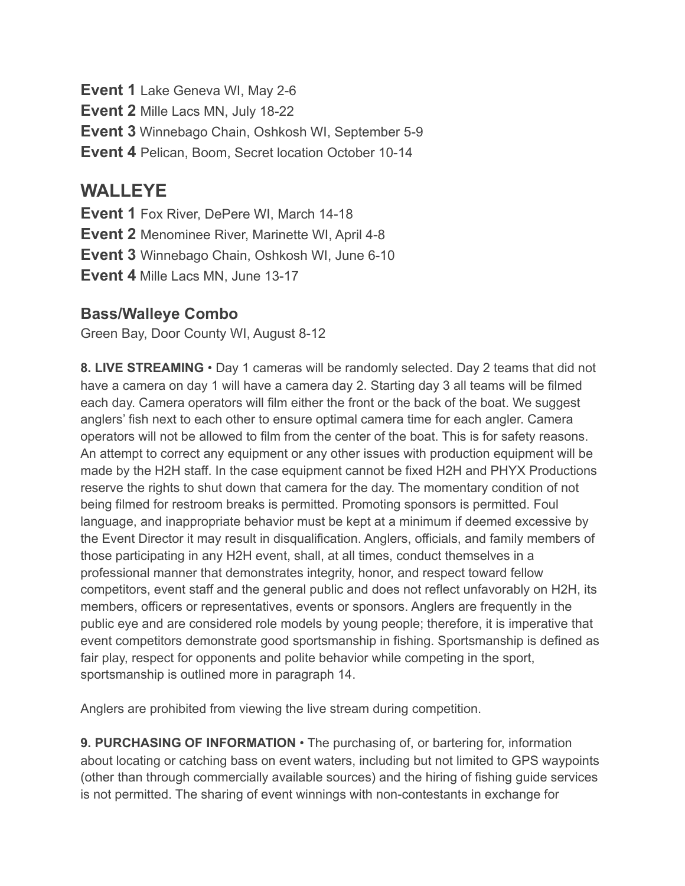**Event 1** Lake Geneva WI, May 2-6
**Event 2** Mille Lacs MN, July 18-22
**Event 3** Winnebago Chain, Oshkosh WI, September 5-9
**Event 4** Pelican, Boom, Secret location October 10-14

## WALLEYE

**Event 1** Fox River, DePere WI, March 14-18
**Event 2** Menominee River, Marinette WI, April 4-8
**Event 3** Winnebago Chain, Oshkosh WI, June 6-10
**Event 4** Mille Lacs MN, June 13-17

### Bass/Walleye Combo

Green Bay, Door County WI, August 8-12

**8. LIVE STREAMING** • Day 1 cameras will be randomly selected. Day 2 teams that did not have a camera on day 1 will have a camera day 2. Starting day 3 all teams will be filmed each day. Camera operators will film either the front or the back of the boat. We suggest anglers' fish next to each other to ensure optimal camera time for each angler. Camera operators will not be allowed to film from the center of the boat. This is for safety reasons. An attempt to correct any equipment or any other issues with production equipment will be made by the H2H staff. In the case equipment cannot be fixed H2H and PHYX Productions reserve the rights to shut down that camera for the day. The momentary condition of not being filmed for restroom breaks is permitted. Promoting sponsors is permitted. Foul language, and inappropriate behavior must be kept at a minimum if deemed excessive by the Event Director it may result in disqualification. Anglers, officials, and family members of those participating in any H2H event, shall, at all times, conduct themselves in a professional manner that demonstrates integrity, honor, and respect toward fellow competitors, event staff and the general public and does not reflect unfavorably on H2H, its members, officers or representatives, events or sponsors. Anglers are frequently in the public eye and are considered role models by young people; therefore, it is imperative that event competitors demonstrate good sportsmanship in fishing. Sportsmanship is defined as fair play, respect for opponents and polite behavior while competing in the sport, sportsmanship is outlined more in paragraph 14.

Anglers are prohibited from viewing the live stream during competition.

**9. PURCHASING OF INFORMATION** • The purchasing of, or bartering for, information about locating or catching bass on event waters, including but not limited to GPS waypoints (other than through commercially available sources) and the hiring of fishing guide services is not permitted. The sharing of event winnings with non-contestants in exchange for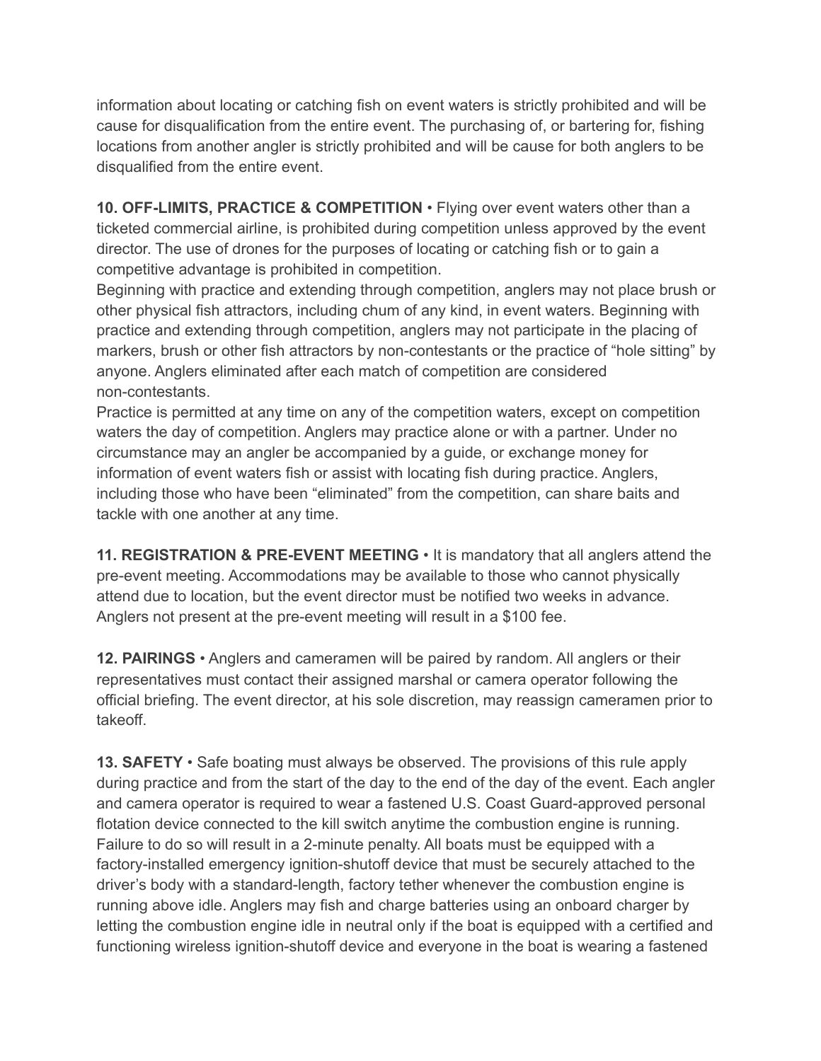information about locating or catching fish on event waters is strictly prohibited and will be cause for disqualification from the entire event. The purchasing of, or bartering for, fishing locations from another angler is strictly prohibited and will be cause for both anglers to be disqualified from the entire event.

**10. OFF-LIMITS, PRACTICE & COMPETITION** • Flying over event waters other than a ticketed commercial airline, is prohibited during competition unless approved by the event director. The use of drones for the purposes of locating or catching fish or to gain a competitive advantage is prohibited in competition.

Beginning with practice and extending through competition, anglers may not place brush or other physical fish attractors, including chum of any kind, in event waters. Beginning with practice and extending through competition, anglers may not participate in the placing of markers, brush or other fish attractors by non-contestants or the practice of "hole sitting" by anyone. Anglers eliminated after each match of competition are considered non-contestants.

Practice is permitted at any time on any of the competition waters, except on competition waters the day of competition. Anglers may practice alone or with a partner. Under no circumstance may an angler be accompanied by a guide, or exchange money for information of event waters fish or assist with locating fish during practice. Anglers, including those who have been "eliminated" from the competition, can share baits and tackle with one another at any time.

**11. REGISTRATION & PRE-EVENT MEETING** • It is mandatory that all anglers attend the pre-event meeting. Accommodations may be available to those who cannot physically attend due to location, but the event director must be notified two weeks in advance. Anglers not present at the pre-event meeting will result in a $100 fee.

**12. PAIRINGS** • Anglers and cameramen will be paired by random. All anglers or their representatives must contact their assigned marshal or camera operator following the official briefing. The event director, at his sole discretion, may reassign cameramen prior to takeoff.

**13. SAFETY** • Safe boating must always be observed. The provisions of this rule apply during practice and from the start of the day to the end of the day of the event. Each angler and camera operator is required to wear a fastened U.S. Coast Guard-approved personal flotation device connected to the kill switch anytime the combustion engine is running. Failure to do so will result in a 2-minute penalty. All boats must be equipped with a factory-installed emergency ignition-shutoff device that must be securely attached to the driver's body with a standard-length, factory tether whenever the combustion engine is running above idle. Anglers may fish and charge batteries using an onboard charger by letting the combustion engine idle in neutral only if the boat is equipped with a certified and functioning wireless ignition-shutoff device and everyone in the boat is wearing a fastened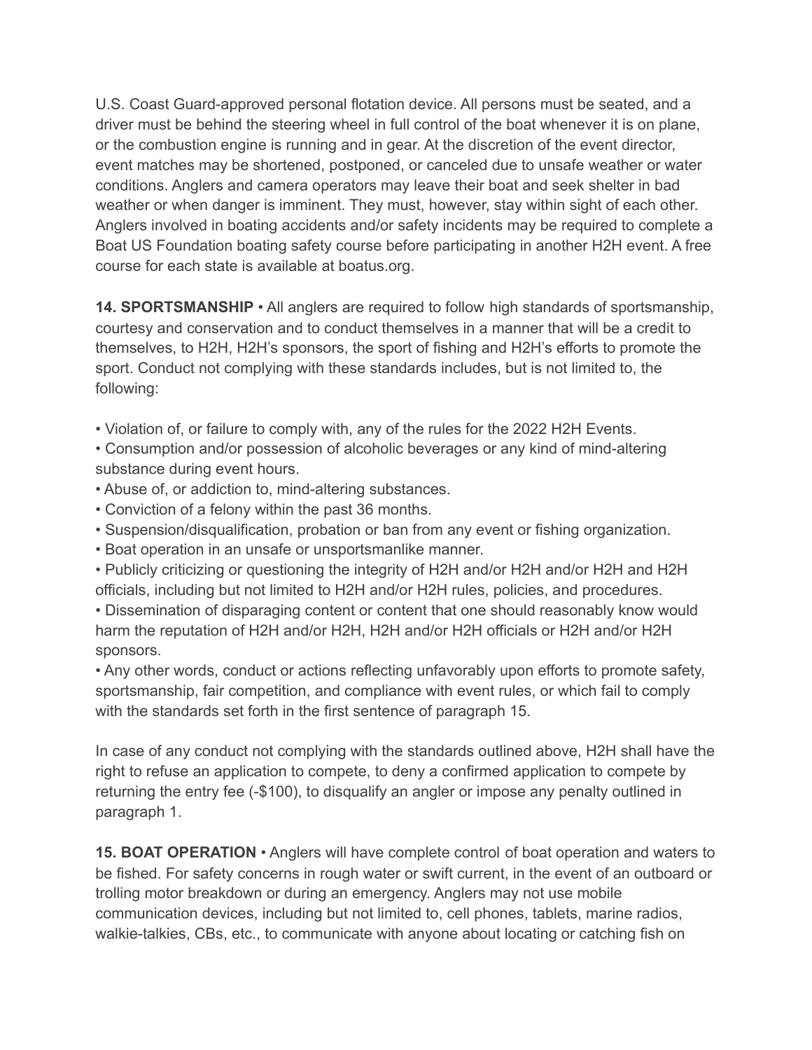U.S. Coast Guard-approved personal flotation device. All persons must be seated, and a driver must be behind the steering wheel in full control of the boat whenever it is on plane, or the combustion engine is running and in gear. At the discretion of the event director, event matches may be shortened, postponed, or canceled due to unsafe weather or water conditions. Anglers and camera operators may leave their boat and seek shelter in bad weather or when danger is imminent. They must, however, stay within sight of each other. Anglers involved in boating accidents and/or safety incidents may be required to complete a Boat US Foundation boating safety course before participating in another H2H event. A free course for each state is available at boatus.org.

**14. SPORTSMANSHIP** • All anglers are required to follow high standards of sportsmanship, courtesy and conservation and to conduct themselves in a manner that will be a credit to themselves, to H2H, H2H's sponsors, the sport of fishing and H2H's efforts to promote the sport. Conduct not complying with these standards includes, but is not limited to, the following:

- Violation of, or failure to comply with, any of the rules for the 2022 H2H Events.
- Consumption and/or possession of alcoholic beverages or any kind of mind-altering substance during event hours.
- Abuse of, or addiction to, mind-altering substances.
- Conviction of a felony within the past 36 months.
- Suspension/disqualification, probation or ban from any event or fishing organization.
- Boat operation in an unsafe or unsportsmanlike manner.
- Publicly criticizing or questioning the integrity of H2H and/or H2H and/or H2H and H2H officials, including but not limited to H2H and/or H2H rules, policies, and procedures.
- Dissemination of disparaging content or content that one should reasonably know would harm the reputation of H2H and/or H2H, H2H and/or H2H officials or H2H and/or H2H sponsors.
- Any other words, conduct or actions reflecting unfavorably upon efforts to promote safety, sportsmanship, fair competition, and compliance with event rules, or which fail to comply with the standards set forth in the first sentence of paragraph 15.

In case of any conduct not complying with the standards outlined above, H2H shall have the right to refuse an application to compete, to deny a confirmed application to compete by returning the entry fee (-$100), to disqualify an angler or impose any penalty outlined in paragraph 1.

**15. BOAT OPERATION** • Anglers will have complete control of boat operation and waters to be fished. For safety concerns in rough water or swift current, in the event of an outboard or trolling motor breakdown or during an emergency. Anglers may not use mobile communication devices, including but not limited to, cell phones, tablets, marine radios, walkie-talkies, CBs, etc., to communicate with anyone about locating or catching fish on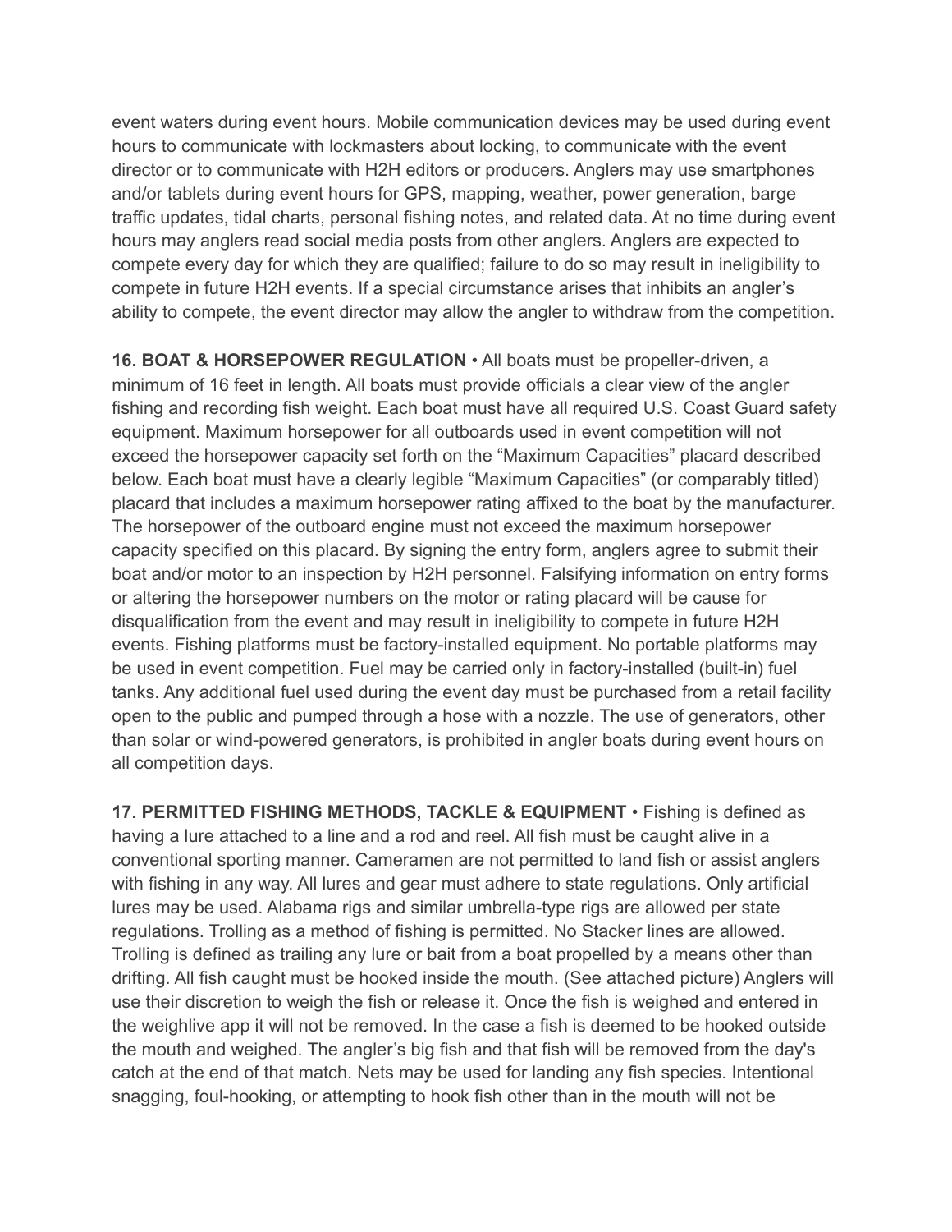event waters during event hours. Mobile communication devices may be used during event hours to communicate with lockmasters about locking, to communicate with the event director or to communicate with H2H editors or producers. Anglers may use smartphones and/or tablets during event hours for GPS, mapping, weather, power generation, barge traffic updates, tidal charts, personal fishing notes, and related data. At no time during event hours may anglers read social media posts from other anglers. Anglers are expected to compete every day for which they are qualified; failure to do so may result in ineligibility to compete in future H2H events. If a special circumstance arises that inhibits an angler's ability to compete, the event director may allow the angler to withdraw from the competition.

**16. BOAT & HORSEPOWER REGULATION** • All boats must be propeller-driven, a minimum of 16 feet in length. All boats must provide officials a clear view of the angler fishing and recording fish weight. Each boat must have all required U.S. Coast Guard safety equipment. Maximum horsepower for all outboards used in event competition will not exceed the horsepower capacity set forth on the "Maximum Capacities" placard described below. Each boat must have a clearly legible "Maximum Capacities" (or comparably titled) placard that includes a maximum horsepower rating affixed to the boat by the manufacturer. The horsepower of the outboard engine must not exceed the maximum horsepower capacity specified on this placard. By signing the entry form, anglers agree to submit their boat and/or motor to an inspection by H2H personnel. Falsifying information on entry forms or altering the horsepower numbers on the motor or rating placard will be cause for disqualification from the event and may result in ineligibility to compete in future H2H events. Fishing platforms must be factory-installed equipment. No portable platforms may be used in event competition. Fuel may be carried only in factory-installed (built-in) fuel tanks. Any additional fuel used during the event day must be purchased from a retail facility open to the public and pumped through a hose with a nozzle. The use of generators, other than solar or wind-powered generators, is prohibited in angler boats during event hours on all competition days.

**17. PERMITTED FISHING METHODS, TACKLE & EQUIPMENT** • Fishing is defined as having a lure attached to a line and a rod and reel. All fish must be caught alive in a conventional sporting manner. Cameramen are not permitted to land fish or assist anglers with fishing in any way. All lures and gear must adhere to state regulations. Only artificial lures may be used. Alabama rigs and similar umbrella-type rigs are allowed per state regulations. Trolling as a method of fishing is permitted. No Stacker lines are allowed. Trolling is defined as trailing any lure or bait from a boat propelled by a means other than drifting. All fish caught must be hooked inside the mouth. (See attached picture) Anglers will use their discretion to weigh the fish or release it. Once the fish is weighed and entered in the weighlive app it will not be removed. In the case a fish is deemed to be hooked outside the mouth and weighed. The angler's big fish and that fish will be removed from the day's catch at the end of that match. Nets may be used for landing any fish species. Intentional snagging, foul-hooking, or attempting to hook fish other than in the mouth will not be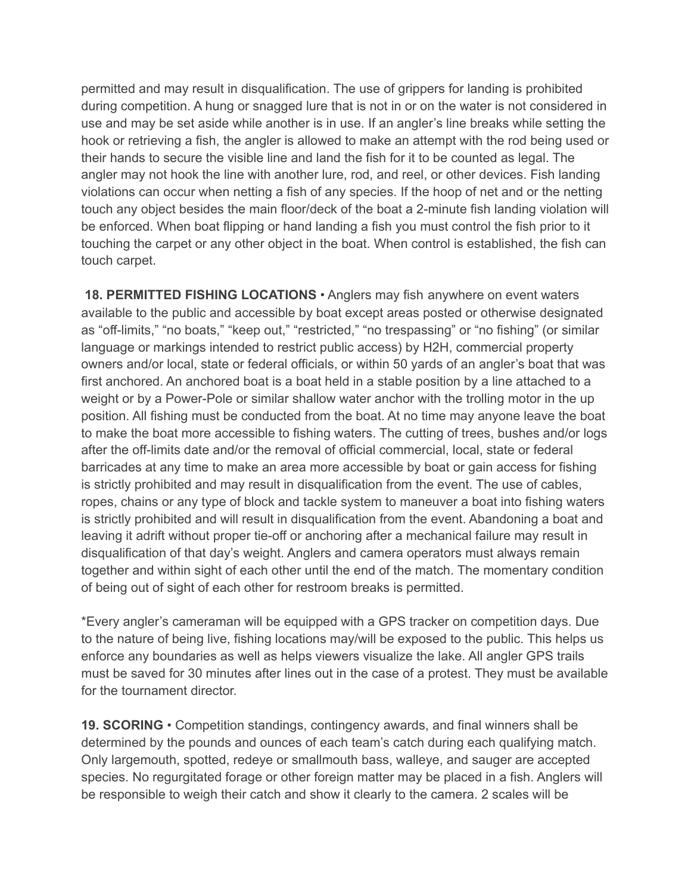permitted and may result in disqualification. The use of grippers for landing is prohibited during competition. A hung or snagged lure that is not in or on the water is not considered in use and may be set aside while another is in use. If an angler's line breaks while setting the hook or retrieving a fish, the angler is allowed to make an attempt with the rod being used or their hands to secure the visible line and land the fish for it to be counted as legal. The angler may not hook the line with another lure, rod, and reel, or other devices. Fish landing violations can occur when netting a fish of any species. If the hoop of net and or the netting touch any object besides the main floor/deck of the boat a 2-minute fish landing violation will be enforced. When boat flipping or hand landing a fish you must control the fish prior to it touching the carpet or any other object in the boat. When control is established, the fish can touch carpet.

**18. PERMITTED FISHING LOCATIONS** • Anglers may fish anywhere on event waters available to the public and accessible by boat except areas posted or otherwise designated as "off-limits," "no boats," "keep out," "restricted," "no trespassing" or "no fishing" (or similar language or markings intended to restrict public access) by H2H, commercial property owners and/or local, state or federal officials, or within 50 yards of an angler's boat that was first anchored. An anchored boat is a boat held in a stable position by a line attached to a weight or by a Power-Pole or similar shallow water anchor with the trolling motor in the up position. All fishing must be conducted from the boat. At no time may anyone leave the boat to make the boat more accessible to fishing waters. The cutting of trees, bushes and/or logs after the off-limits date and/or the removal of official commercial, local, state or federal barricades at any time to make an area more accessible by boat or gain access for fishing is strictly prohibited and may result in disqualification from the event. The use of cables, ropes, chains or any type of block and tackle system to maneuver a boat into fishing waters is strictly prohibited and will result in disqualification from the event. Abandoning a boat and leaving it adrift without proper tie-off or anchoring after a mechanical failure may result in disqualification of that day's weight. Anglers and camera operators must always remain together and within sight of each other until the end of the match. The momentary condition of being out of sight of each other for restroom breaks is permitted.

*Every angler's cameraman will be equipped with a GPS tracker on competition days. Due to the nature of being live, fishing locations may/will be exposed to the public. This helps us enforce any boundaries as well as helps viewers visualize the lake. All angler GPS trails must be saved for 30 minutes after lines out in the case of a protest. They must be available for the tournament director.

**19. SCORING** • Competition standings, contingency awards, and final winners shall be determined by the pounds and ounces of each team's catch during each qualifying match. Only largemouth, spotted, redeye or smallmouth bass, walleye, and sauger are accepted species. No regurgitated forage or other foreign matter may be placed in a fish. Anglers will be responsible to weigh their catch and show it clearly to the camera. 2 scales will be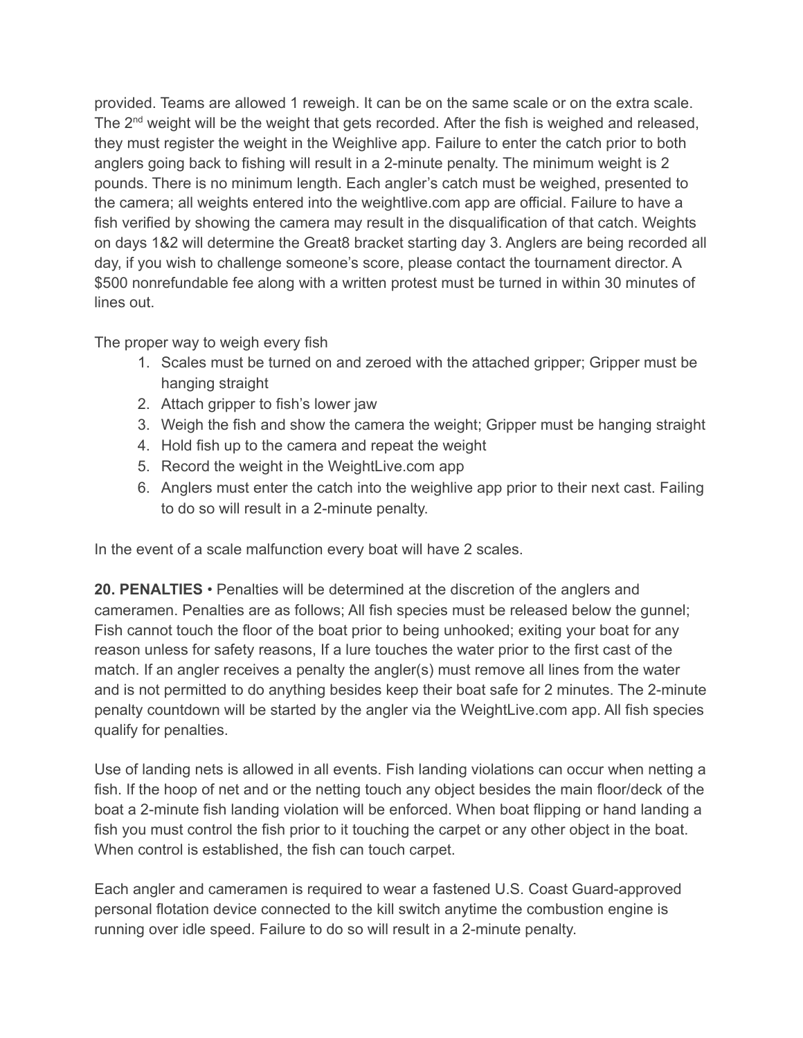provided. Teams are allowed 1 reweigh. It can be on the same scale or on the extra scale. The 2nd weight will be the weight that gets recorded. After the fish is weighed and released, they must register the weight in the Weighlive app. Failure to enter the catch prior to both anglers going back to fishing will result in a 2-minute penalty. The minimum weight is 2 pounds. There is no minimum length. Each angler's catch must be weighed, presented to the camera; all weights entered into the weightlive.com app are official. Failure to have a fish verified by showing the camera may result in the disqualification of that catch. Weights on days 1&2 will determine the Great8 bracket starting day 3. Anglers are being recorded all day, if you wish to challenge someone's score, please contact the tournament director. A $500 nonrefundable fee along with a written protest must be turned in within 30 minutes of lines out.

The proper way to weigh every fish

1. Scales must be turned on and zeroed with the attached gripper; Gripper must be hanging straight
2. Attach gripper to fish's lower jaw
3. Weigh the fish and show the camera the weight; Gripper must be hanging straight
4. Hold fish up to the camera and repeat the weight
5. Record the weight in the WeightLive.com app
6. Anglers must enter the catch into the weighlive app prior to their next cast. Failing to do so will result in a 2-minute penalty.

In the event of a scale malfunction every boat will have 2 scales.

**20. PENALTIES** • Penalties will be determined at the discretion of the anglers and cameramen. Penalties are as follows; All fish species must be released below the gunnel; Fish cannot touch the floor of the boat prior to being unhooked; exiting your boat for any reason unless for safety reasons, If a lure touches the water prior to the first cast of the match. If an angler receives a penalty the angler(s) must remove all lines from the water and is not permitted to do anything besides keep their boat safe for 2 minutes. The 2-minute penalty countdown will be started by the angler via the WeightLive.com app. All fish species qualify for penalties.

Use of landing nets is allowed in all events. Fish landing violations can occur when netting a fish. If the hoop of net and or the netting touch any object besides the main floor/deck of the boat a 2-minute fish landing violation will be enforced. When boat flipping or hand landing a fish you must control the fish prior to it touching the carpet or any other object in the boat. When control is established, the fish can touch carpet.

Each angler and cameramen is required to wear a fastened U.S. Coast Guard-approved personal flotation device connected to the kill switch anytime the combustion engine is running over idle speed. Failure to do so will result in a 2-minute penalty.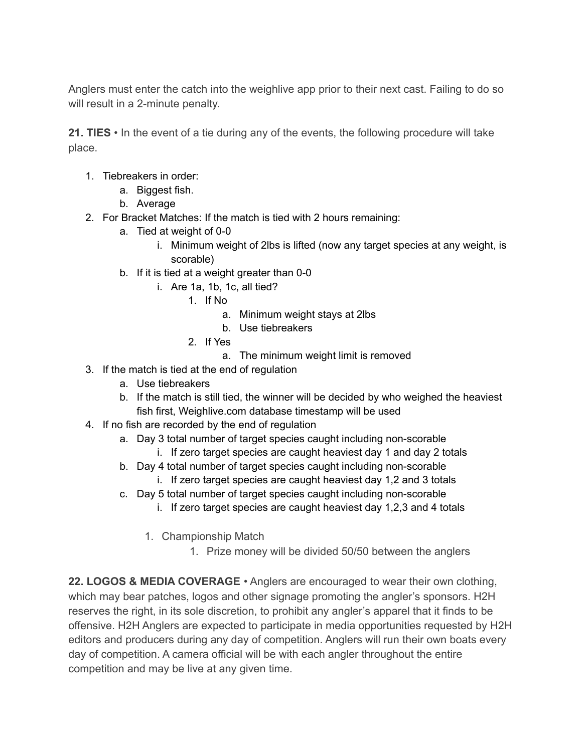Anglers must enter the catch into the weighlive app prior to their next cast. Failing to do so will result in a 2-minute penalty.

**21. TIES** • In the event of a tie during any of the events, the following procedure will take place.

1. Tiebreakers in order:
    a. Biggest fish.
    b. Average
2. For Bracket Matches: If the match is tied with 2 hours remaining:
    a. Tied at weight of 0-0
        i. Minimum weight of 2lbs is lifted (now any target species at any weight, is scorable)
    b. If it is tied at a weight greater than 0-0
        i. Are 1a, 1b, 1c, all tied?
            1. If No
                a. Minimum weight stays at 2lbs
                b. Use tiebreakers
            2. If Yes
                a. The minimum weight limit is removed
3. If the match is tied at the end of regulation
    a. Use tiebreakers
    b. If the match is still tied, the winner will be decided by who weighed the heaviest fish first, Weighlive.com database timestamp will be used
4. If no fish are recorded by the end of regulation
    a. Day 3 total number of target species caught including non-scorable
        i. If zero target species are caught heaviest day 1 and day 2 totals
    b. Day 4 total number of target species caught including non-scorable
        i. If zero target species are caught heaviest day 1,2 and 3 totals
    c. Day 5 total number of target species caught including non-scorable
        i. If zero target species are caught heaviest day 1,2,3 and 4 totals

        1. Championship Match
            1. Prize money will be divided 50/50 between the anglers

**22. LOGOS & MEDIA COVERAGE** • Anglers are encouraged to wear their own clothing, which may bear patches, logos and other signage promoting the angler's sponsors. H2H reserves the right, in its sole discretion, to prohibit any angler's apparel that it finds to be offensive. H2H Anglers are expected to participate in media opportunities requested by H2H editors and producers during any day of competition. Anglers will run their own boats every day of competition. A camera official will be with each angler throughout the entire competition and may be live at any given time.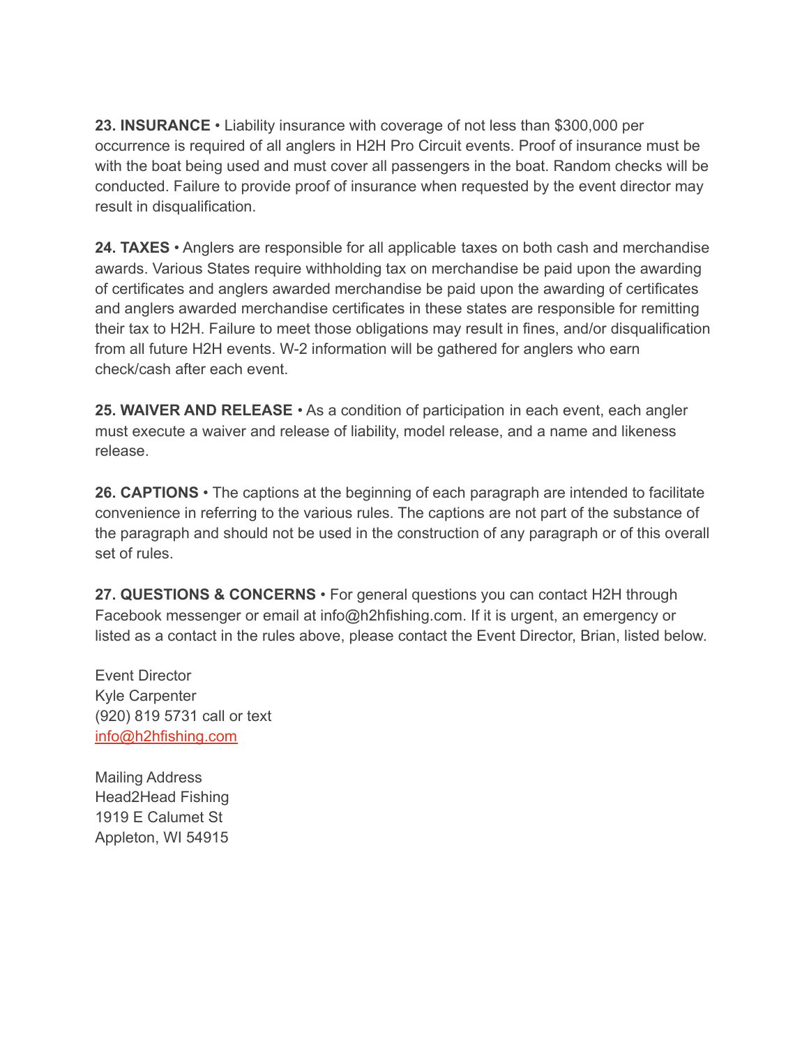**23. INSURANCE** • Liability insurance with coverage of not less than $300,000 per occurrence is required of all anglers in H2H Pro Circuit events. Proof of insurance must be with the boat being used and must cover all passengers in the boat. Random checks will be conducted. Failure to provide proof of insurance when requested by the event director may result in disqualification.

**24. TAXES** • Anglers are responsible for all applicable taxes on both cash and merchandise awards. Various States require withholding tax on merchandise be paid upon the awarding of certificates and anglers awarded merchandise be paid upon the awarding of certificates and anglers awarded merchandise certificates in these states are responsible for remitting their tax to H2H. Failure to meet those obligations may result in fines, and/or disqualification from all future H2H events. W-2 information will be gathered for anglers who earn check/cash after each event.

**25. WAIVER AND RELEASE** • As a condition of participation in each event, each angler must execute a waiver and release of liability, model release, and a name and likeness release.

**26. CAPTIONS** • The captions at the beginning of each paragraph are intended to facilitate convenience in referring to the various rules. The captions are not part of the substance of the paragraph and should not be used in the construction of any paragraph or of this overall set of rules.

**27. QUESTIONS & CONCERNS** • For general questions you can contact H2H through Facebook messenger or email at info@h2hfishing.com. If it is urgent, an emergency or listed as a contact in the rules above, please contact the Event Director, Brian, listed below.

Event Director
Kyle Carpenter
(920) 819 5731 call or text
info@h2hfishing.com

Mailing Address
Head2Head Fishing
1919 E Calumet St
Appleton, WI 54915